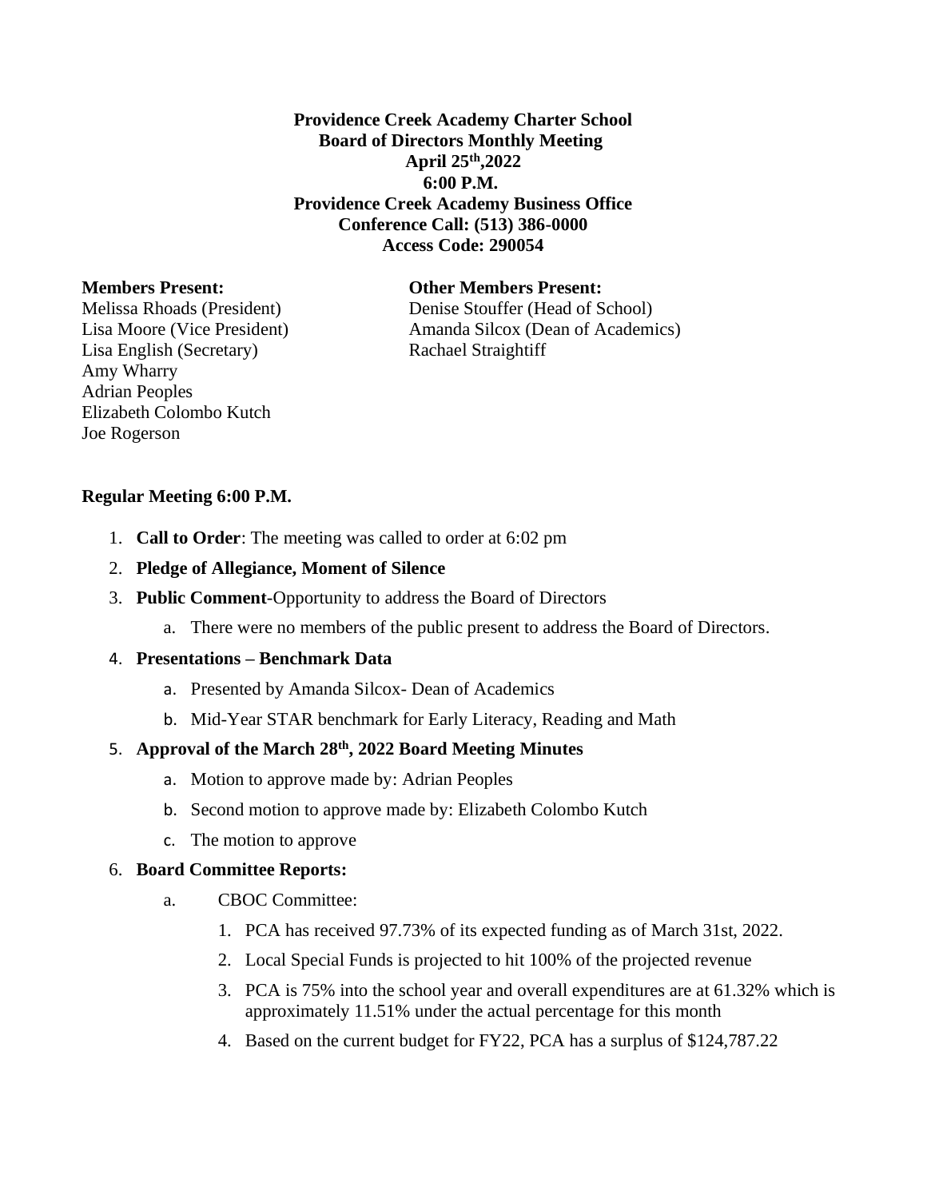**Providence Creek Academy Charter School**
**Board of Directors Monthly Meeting**
**April 25th,2022**
**6:00 P.M.**
**Providence Creek Academy Business Office**
**Conference Call: (513) 386-0000**
**Access Code: 290054**

**Members Present:**
Melissa Rhoads (President)
Lisa Moore (Vice President)
Lisa English (Secretary)
Amy Wharry
Adrian Peoples
Elizabeth Colombo Kutch
Joe Rogerson

**Other Members Present:**
Denise Stouffer (Head of School)
Amanda Silcox (Dean of Academics)
Rachael Straightiff

**Regular Meeting 6:00 P.M.**

1. **Call to Order**: The meeting was called to order at 6:02 pm
2. **Pledge of Allegiance, Moment of Silence**
3. **Public Comment**-Opportunity to address the Board of Directors
   a. There were no members of the public present to address the Board of Directors.
4. **Presentations – Benchmark Data**
   a. Presented by Amanda Silcox- Dean of Academics
   b. Mid-Year STAR benchmark for Early Literacy, Reading and Math
5. **Approval of the March 28th, 2022 Board Meeting Minutes**
   a. Motion to approve made by: Adrian Peoples
   b. Second motion to approve made by: Elizabeth Colombo Kutch
   c. The motion to approve
6. **Board Committee Reports:**
   a. CBOC Committee:
      1. PCA has received 97.73% of its expected funding as of March 31st, 2022.
      2. Local Special Funds is projected to hit 100% of the projected revenue
      3. PCA is 75% into the school year and overall expenditures are at 61.32% which is approximately 11.51% under the actual percentage for this month
      4. Based on the current budget for FY22, PCA has a surplus of $124,787.22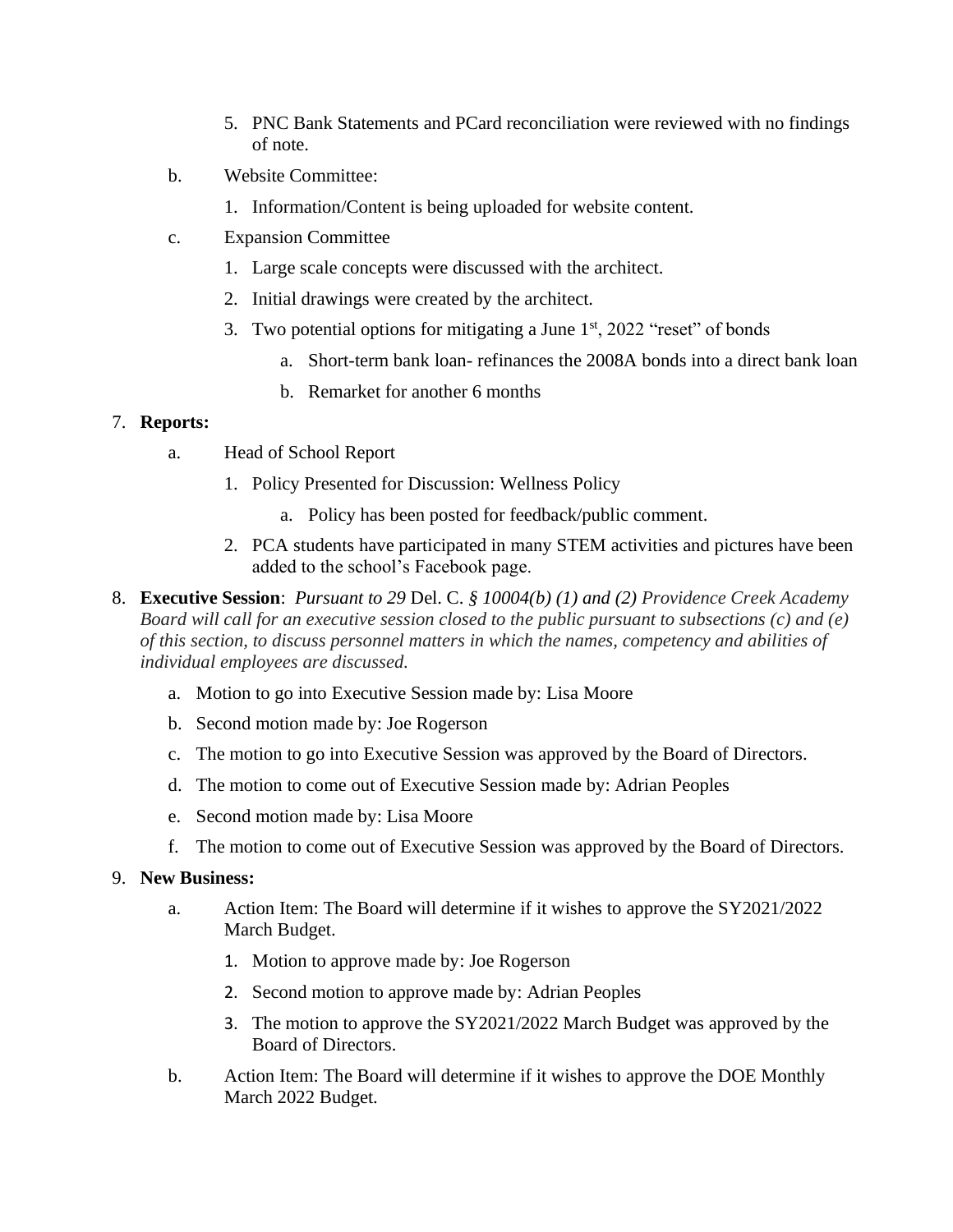5. PNC Bank Statements and PCard reconciliation were reviewed with no findings of note.

b. Website Committee:

   1. Information/Content is being uploaded for website content.

c. Expansion Committee

   1. Large scale concepts were discussed with the architect.
   2. Initial drawings were created by the architect.
   3. Two potential options for mitigating a June 1st, 2022 "reset" of bonds
      a. Short-term bank loan- refinances the 2008A bonds into a direct bank loan
      b. Remarket for another 6 months

7. **Reports:**

   a. Head of School Report

      1. Policy Presented for Discussion: Wellness Policy
         a. Policy has been posted for feedback/public comment.
      2. PCA students have participated in many STEM activities and pictures have been added to the school's Facebook page.

8. **Executive Session**: *Pursuant to 29* Del. C. *§ 10004(b) (1) and (2) Providence Creek Academy Board will call for an executive session closed to the public pursuant to subsections (c) and (e) of this section, to discuss personnel matters in which the names, competency and abilities of individual employees are discussed.*

   a. Motion to go into Executive Session made by: Lisa Moore
   b. Second motion made by: Joe Rogerson
   c. The motion to go into Executive Session was approved by the Board of Directors.
   d. The motion to come out of Executive Session made by: Adrian Peoples
   e. Second motion made by: Lisa Moore
   f. The motion to come out of Executive Session was approved by the Board of Directors.

9. **New Business:**

   a. Action Item: The Board will determine if it wishes to approve the SY2021/2022 March Budget.

      1. Motion to approve made by: Joe Rogerson
      2. Second motion to approve made by: Adrian Peoples
      3. The motion to approve the SY2021/2022 March Budget was approved by the Board of Directors.

   b. Action Item: The Board will determine if it wishes to approve the DOE Monthly March 2022 Budget.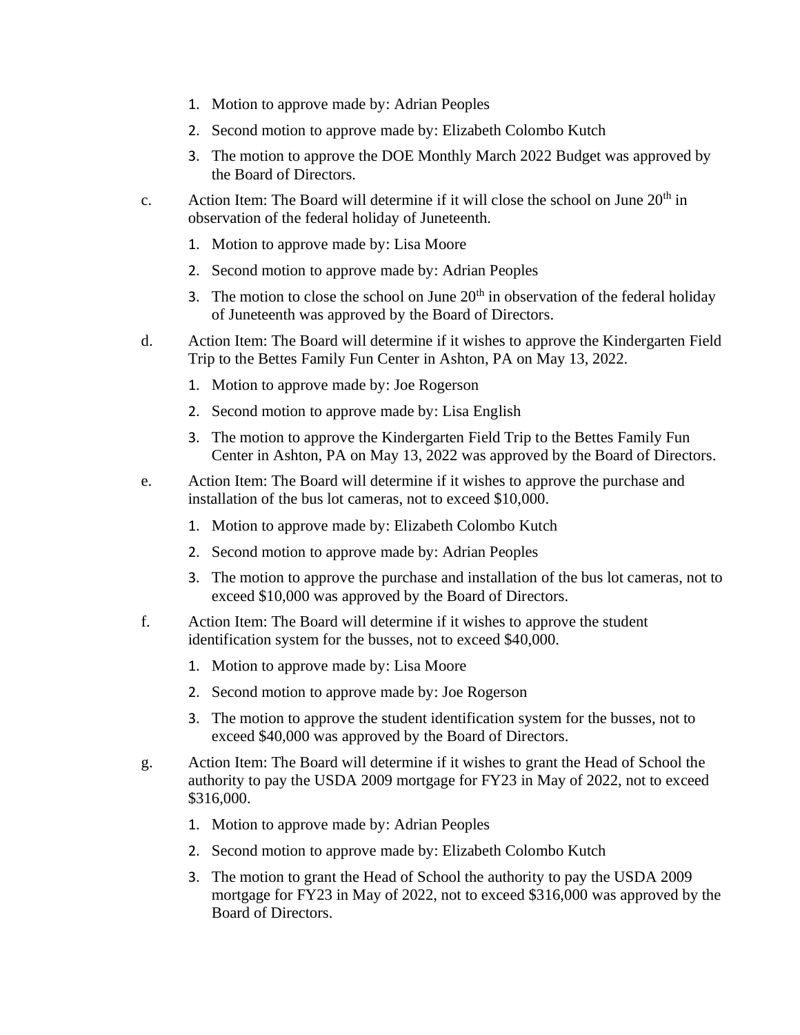1. Motion to approve made by: Adrian Peoples
2. Second motion to approve made by: Elizabeth Colombo Kutch
3. The motion to approve the DOE Monthly March 2022 Budget was approved by the Board of Directors.

c. Action Item: The Board will determine if it will close the school on June 20th in observation of the federal holiday of Juneteenth.

1. Motion to approve made by: Lisa Moore
2. Second motion to approve made by: Adrian Peoples
3. The motion to close the school on June 20th in observation of the federal holiday of Juneteenth was approved by the Board of Directors.

d. Action Item: The Board will determine if it wishes to approve the Kindergarten Field Trip to the Bettes Family Fun Center in Ashton, PA on May 13, 2022.

1. Motion to approve made by: Joe Rogerson
2. Second motion to approve made by: Lisa English
3. The motion to approve the Kindergarten Field Trip to the Bettes Family Fun Center in Ashton, PA on May 13, 2022 was approved by the Board of Directors.

e. Action Item: The Board will determine if it wishes to approve the purchase and installation of the bus lot cameras, not to exceed $10,000.

1. Motion to approve made by: Elizabeth Colombo Kutch
2. Second motion to approve made by: Adrian Peoples
3. The motion to approve the purchase and installation of the bus lot cameras, not to exceed $10,000 was approved by the Board of Directors.

f. Action Item: The Board will determine if it wishes to approve the student identification system for the busses, not to exceed $40,000.

1. Motion to approve made by: Lisa Moore
2. Second motion to approve made by: Joe Rogerson
3. The motion to approve the student identification system for the busses, not to exceed $40,000 was approved by the Board of Directors.

g. Action Item: The Board will determine if it wishes to grant the Head of School the authority to pay the USDA 2009 mortgage for FY23 in May of 2022, not to exceed $316,000.

1. Motion to approve made by: Adrian Peoples
2. Second motion to approve made by: Elizabeth Colombo Kutch
3. The motion to grant the Head of School the authority to pay the USDA 2009 mortgage for FY23 in May of 2022, not to exceed $316,000 was approved by the Board of Directors.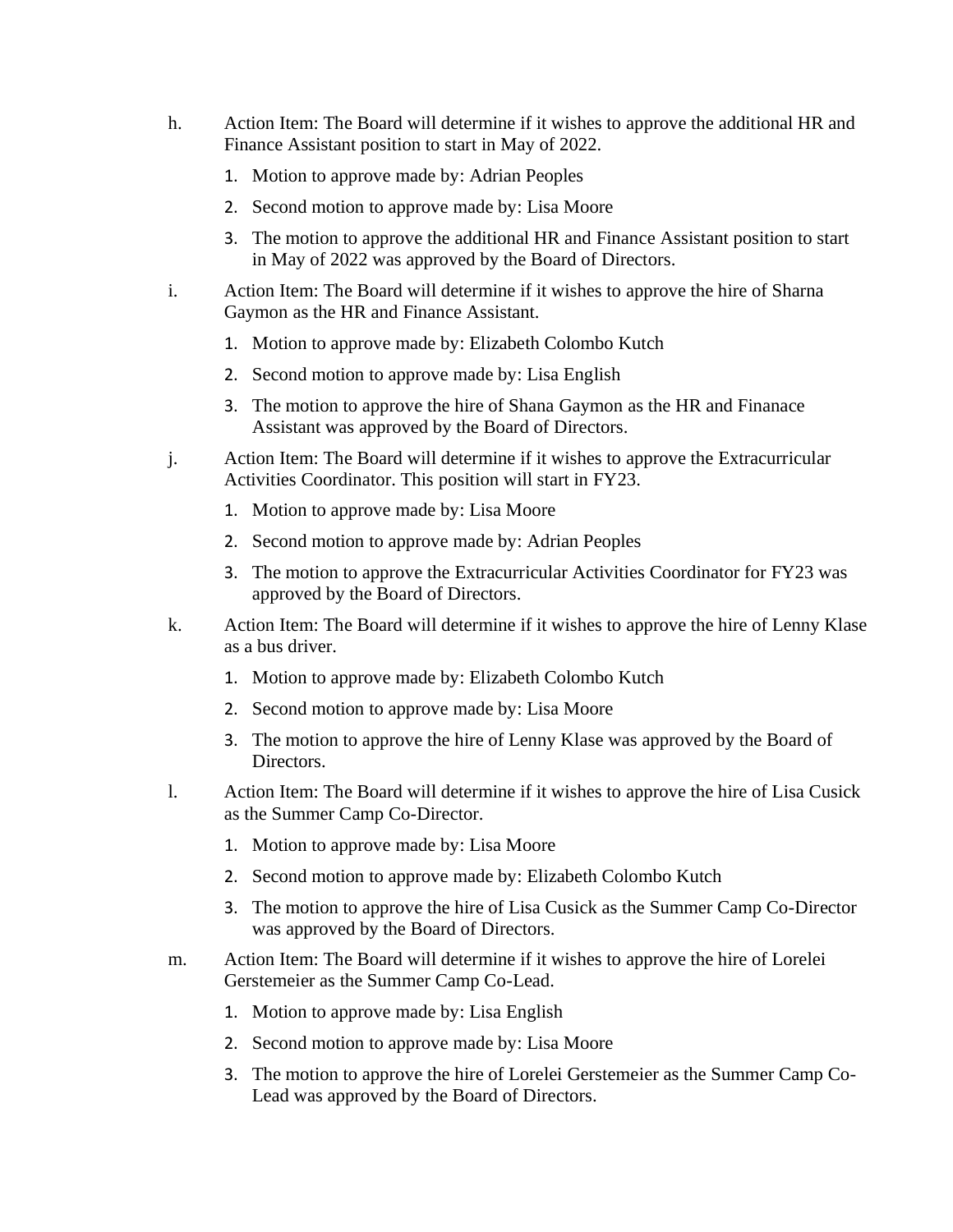h. Action Item: The Board will determine if it wishes to approve the additional HR and Finance Assistant position to start in May of 2022.

  1. Motion to approve made by: Adrian Peoples
  2. Second motion to approve made by: Lisa Moore
  3. The motion to approve the additional HR and Finance Assistant position to start in May of 2022 was approved by the Board of Directors.

i. Action Item: The Board will determine if it wishes to approve the hire of Sharna Gaymon as the HR and Finance Assistant.

  1. Motion to approve made by: Elizabeth Colombo Kutch
  2. Second motion to approve made by: Lisa English
  3. The motion to approve the hire of Shana Gaymon as the HR and Finanace Assistant was approved by the Board of Directors.

j. Action Item: The Board will determine if it wishes to approve the Extracurricular Activities Coordinator. This position will start in FY23.

  1. Motion to approve made by: Lisa Moore
  2. Second motion to approve made by: Adrian Peoples
  3. The motion to approve the Extracurricular Activities Coordinator for FY23 was approved by the Board of Directors.

k. Action Item: The Board will determine if it wishes to approve the hire of Lenny Klase as a bus driver.

  1. Motion to approve made by: Elizabeth Colombo Kutch
  2. Second motion to approve made by: Lisa Moore
  3. The motion to approve the hire of Lenny Klase was approved by the Board of Directors.

l. Action Item: The Board will determine if it wishes to approve the hire of Lisa Cusick as the Summer Camp Co-Director.

  1. Motion to approve made by: Lisa Moore
  2. Second motion to approve made by: Elizabeth Colombo Kutch
  3. The motion to approve the hire of Lisa Cusick as the Summer Camp Co-Director was approved by the Board of Directors.

m. Action Item: The Board will determine if it wishes to approve the hire of Lorelei Gerstemeier as the Summer Camp Co-Lead.

  1. Motion to approve made by: Lisa English
  2. Second motion to approve made by: Lisa Moore
  3. The motion to approve the hire of Lorelei Gerstemeier as the Summer Camp Co-Lead was approved by the Board of Directors.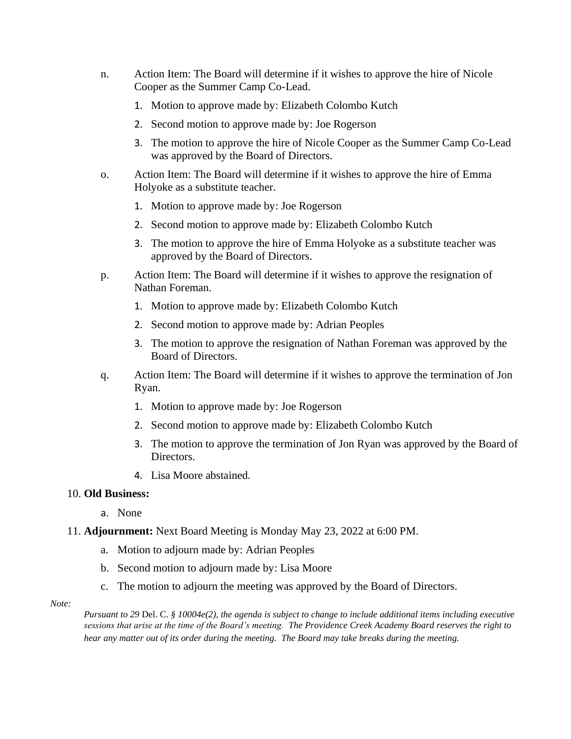n. Action Item: The Board will determine if it wishes to approve the hire of Nicole Cooper as the Summer Camp Co-Lead.
   1. Motion to approve made by: Elizabeth Colombo Kutch
   2. Second motion to approve made by: Joe Rogerson
   3. The motion to approve the hire of Nicole Cooper as the Summer Camp Co-Lead was approved by the Board of Directors.

o. Action Item: The Board will determine if it wishes to approve the hire of Emma Holyoke as a substitute teacher.
   1. Motion to approve made by: Joe Rogerson
   2. Second motion to approve made by: Elizabeth Colombo Kutch
   3. The motion to approve the hire of Emma Holyoke as a substitute teacher was approved by the Board of Directors.

p. Action Item: The Board will determine if it wishes to approve the resignation of Nathan Foreman.
   1. Motion to approve made by: Elizabeth Colombo Kutch
   2. Second motion to approve made by: Adrian Peoples
   3. The motion to approve the resignation of Nathan Foreman was approved by the Board of Directors.

q. Action Item: The Board will determine if it wishes to approve the termination of Jon Ryan.
   1. Motion to approve made by: Joe Rogerson
   2. Second motion to approve made by: Elizabeth Colombo Kutch
   3. The motion to approve the termination of Jon Ryan was approved by the Board of Directors.
   4. Lisa Moore abstained.

10. **Old Business:**
    a. None

11. **Adjournment:** Next Board Meeting is Monday May 23, 2022 at 6:00 PM.
    a. Motion to adjourn made by: Adrian Peoples
    b. Second motion to adjourn made by: Lisa Moore
    c. The motion to adjourn the meeting was approved by the Board of Directors.

*Note:*

*Pursuant to 29* Del. C. *§ 10004e(2), the agenda is subject to change to include additional items including executive sessions that arise at the time of the Board's meeting. The Providence Creek Academy Board reserves the right to hear any matter out of its order during the meeting. The Board may take breaks during the meeting.*